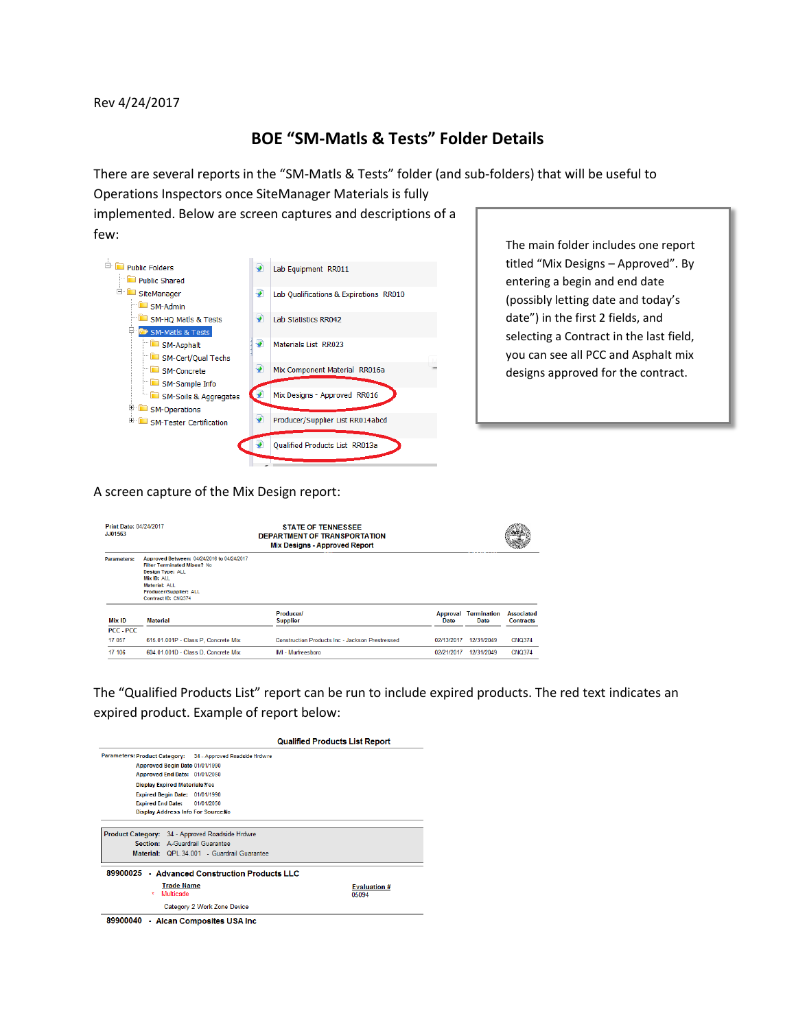Rev 4/24/2017

# BOE "SM-Matls & Tests" Folder Details

There are several reports in the "SM-Matls & Tests" folder (and sub-folders) that will be useful to Operations Inspectors once SiteManager Materials is fully implemented. Below are screen captures and descriptions of a few:

- Public Folders
  - Public Shared
  - SiteManager
    - SM-Admin
    - SM-HQ Matls & Tests
    - SM-Matls & Tests
      - SM-Asphalt
      - SM-Cert/Qual Techs
      - SM-Concrete
      - SM-Sample Info
      - SM-Soils & Aggregates
    - SM-Operations
    - SM-Tester Certification

- Lab Equipment RR011
- Lab Qualifications & Expirations RR010
- Lab Statistics RR042
- Materials List RR023
- Mix Component Material RR016a
- Mix Designs - Approved RR016
- Producer/Supplier List RR014abcd
- Qualified Products List RR013a

The main folder includes one report titled "Mix Designs – Approved". By entering a begin and end date (possibly letting date and today's date") in the first 2 fields, and selecting a Contract in the last field, you can see all PCC and Asphalt mix designs approved for the contract.

A screen capture of the Mix Design report:

Print Date: 04/24/2017
JJ01563

STATE OF TENNESSEE
DEPARTMENT OF TRANSPORTATION
Mix Designs - Approved Report

Parameters: Approved Between: 04/24/2016 to 04/24/2017
Filter Terminated Mixes? No
Design Type: ALL
Mix ID: ALL
Material: ALL
Producer/Supplier: ALL
Contract ID: CNQ374

| Mix ID | Material | Producer/ Supplier | Approval Date | Termination Date | Associated Contracts |
|---|---|---|---|---|---|
| PCC - PCC | | | | | |
| 17 057 | 615.01.001P - Class P, Concrete Mix | Construction Products Inc - Jackson Prestressed | 02/13/2017 | 12/31/2049 | CNQ374 |
| 17 106 | 604.01.001D - Class D, Concrete Mix | IMI - Murfreesboro | 02/21/2017 | 12/31/2049 | CNQ374 |

The "Qualified Products List" report can be run to include expired products. The red text indicates an expired product. Example of report below:

**Qualified Products List Report**

Parameters: Product Category: 34 - Approved Roadside Hrdwre
Approved Begin Date: 01/01/1990
Approved End Date: 01/01/2050
Display Expired Materials? Yes
Expired Begin Date: 01/01/1990
Expired End Date: 01/01/2050
Display Address Info For Source? No

Product Category: 34 - Approved Roadside Hrdwre
Section: A-Guardrail Guarantee
Material: QPL.34.001 - Guardrail Guarantee

**89900025 - Advanced Construction Products LLC**

| Trade Name | Evaluation # |
|---|---|
| * Multicade | 05094 |

Category 2 Work Zone Device

**89900040 - Alcan Composites USA Inc**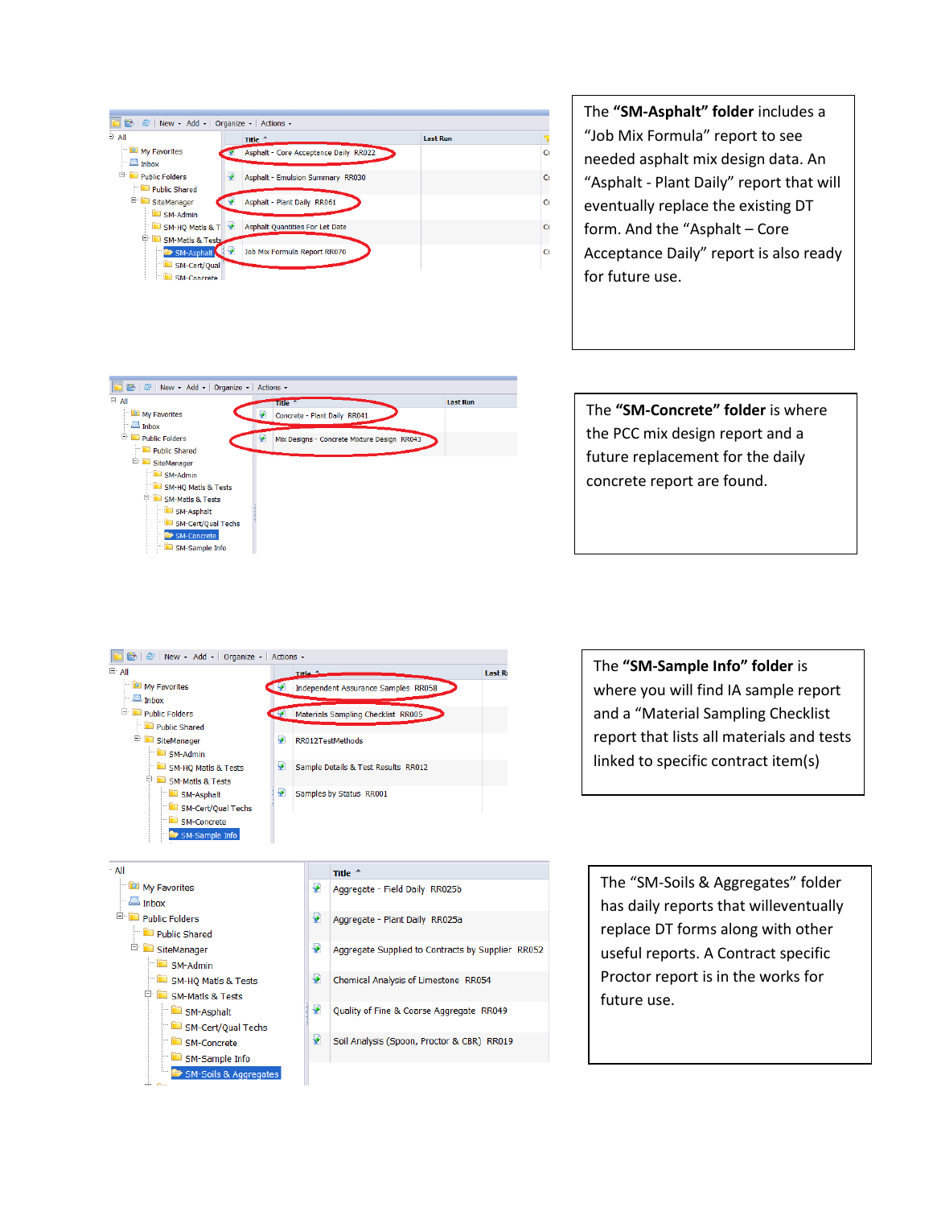| | |
|---|---|
| All | |
| My Favorites | |
| Inbox | |
| Public Folders | |
| Public Shared | |
| SiteManager | |
| SM-Admin | |
| SM-HQ Matls & T | |
| SM-Matls & Tests | |
| SM-Asphalt | |
| SM-Cert/Qual | |
| SM-Concrete | |

| Title | Last Run |
|---|---|
| Asphalt - Core Acceptance Daily RR022 | |
| Asphalt - Emulsion Summary RR030 | |
| Asphalt - Plant Daily RR061 | |
| Asphalt Quantities For Let Date | |
| Job Mix Formula Report RR070 | |

The **"SM-Asphalt" folder** includes a "Job Mix Formula" report to see needed asphalt mix design data. An "Asphalt - Plant Daily" report that will eventually replace the existing DT form. And the "Asphalt – Core Acceptance Daily" report is also ready for future use.

| Title | Last Run |
|---|---|
| Concrete - Plant Daily RR041 | |
| Mix Designs - Concrete Mixture Design RR043 | |

The **"SM-Concrete" folder** is where the PCC mix design report and a future replacement for the daily concrete report are found.

| Title | Last Run |
|---|---|
| Independent Assurance Samples RR058 | |
| Materials Sampling Checklist RR005 | |
| RR012TestMethods | |
| Sample Details & Test Results RR012 | |
| Samples by Status RR001 | |

The **"SM-Sample Info" folder** is where you will find IA sample report and a "Material Sampling Checklist report that lists all materials and tests linked to specific contract item(s)

| Title |
|---|
| Aggregate - Field Daily RR025b |
| Aggregate - Plant Daily RR025a |
| Aggregate Supplied to Contracts by Supplier RR052 |
| Chemical Analysis of Limestone RR054 |
| Quality of Fine & Coarse Aggregate RR049 |
| Soil Analysis (Spoon, Proctor & CBR) RR019 |

The "SM-Soils & Aggregates" folder has daily reports that willeventually replace DT forms along with other useful reports. A Contract specific Proctor report is in the works for future use.